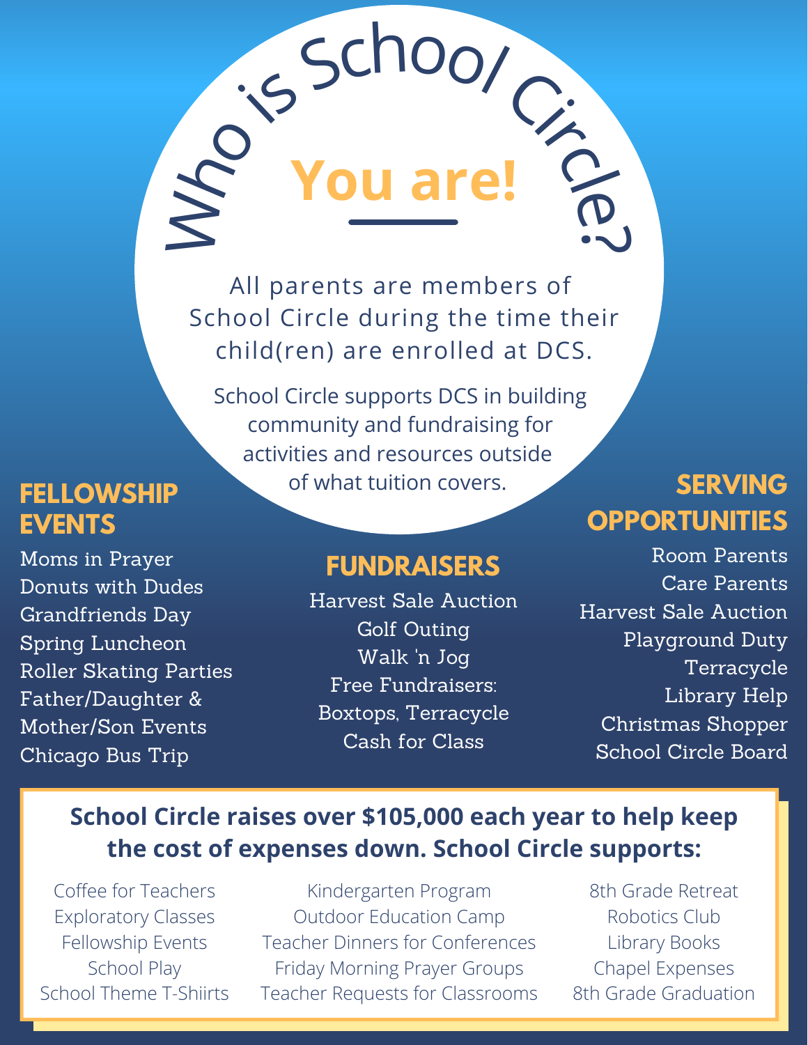# Who is School Circle?

## You are!

All parents are members of School Circle during the time their child(ren) are enrolled at DCS.

School Circle supports DCS in building community and fundraising for activities and resources outside of what tuition covers.

## FELLOWSHIP EVENTS

- Moms in Prayer
- Donuts with Dudes
- Grandfriends Day
- Spring Luncheon
- Roller Skating Parties
- Father/Daughter & Mother/Son Events
- Chicago Bus Trip

## FUNDRAISERS

- Harvest Sale Auction
- Golf Outing
- Walk 'n Jog
- Free Fundraisers: Boxtops, Terracycle
- Cash for Class

## SERVING OPPORTUNITIES

- Room Parents
- Care Parents
- Harvest Sale Auction
- Playground Duty
- Terracycle
- Library Help
- Christmas Shopper
- School Circle Board

**School Circle raises over $105,000 each year to help keep the cost of expenses down. School Circle supports:**

- Coffee for Teachers
- Exploratory Classes
- Fellowship Events
- School Play
- School Theme T-Shiirts
- Kindergarten Program
- Outdoor Education Camp
- Teacher Dinners for Conferences
- Friday Morning Prayer Groups
- Teacher Requests for Classrooms
- 8th Grade Retreat
- Robotics Club
- Library Books
- Chapel Expenses
- 8th Grade Graduation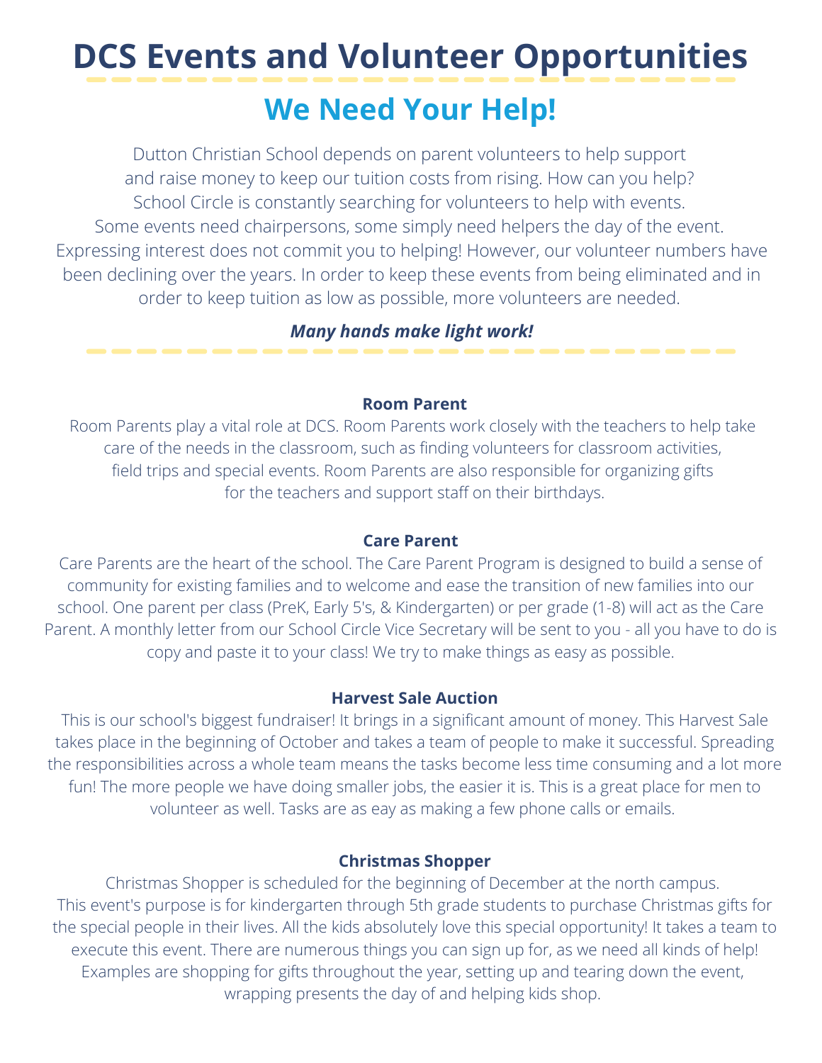# DCS Events and Volunteer Opportunities

## We Need Your Help!

Dutton Christian School depends on parent volunteers to help support and raise money to keep our tuition costs from rising. How can you help? School Circle is constantly searching for volunteers to help with events. Some events need chairpersons, some simply need helpers the day of the event. Expressing interest does not commit you to helping! However, our volunteer numbers have been declining over the years. In order to keep these events from being eliminated and in order to keep tuition as low as possible, more volunteers are needed.

***Many hands make light work!***

**Room Parent**

Room Parents play a vital role at DCS. Room Parents work closely with the teachers to help take care of the needs in the classroom, such as finding volunteers for classroom activities, field trips and special events. Room Parents are also responsible for organizing gifts for the teachers and support staff on their birthdays.

**Care Parent**

Care Parents are the heart of the school. The Care Parent Program is designed to build a sense of community for existing families and to welcome and ease the transition of new families into our school. One parent per class (PreK, Early 5's, & Kindergarten) or per grade (1-8) will act as the Care Parent. A monthly letter from our School Circle Vice Secretary will be sent to you - all you have to do is copy and paste it to your class! We try to make things as easy as possible.

**Harvest Sale Auction**

This is our school's biggest fundraiser! It brings in a significant amount of money. This Harvest Sale takes place in the beginning of October and takes a team of people to make it successful. Spreading the responsibilities across a whole team means the tasks become less time consuming and a lot more fun! The more people we have doing smaller jobs, the easier it is. This is a great place for men to volunteer as well. Tasks are as eay as making a few phone calls or emails.

**Christmas Shopper**

Christmas Shopper is scheduled for the beginning of December at the north campus. This event's purpose is for kindergarten through 5th grade students to purchase Christmas gifts for the special people in their lives. All the kids absolutely love this special opportunity! It takes a team to execute this event. There are numerous things you can sign up for, as we need all kinds of help! Examples are shopping for gifts throughout the year, setting up and tearing down the event, wrapping presents the day of and helping kids shop.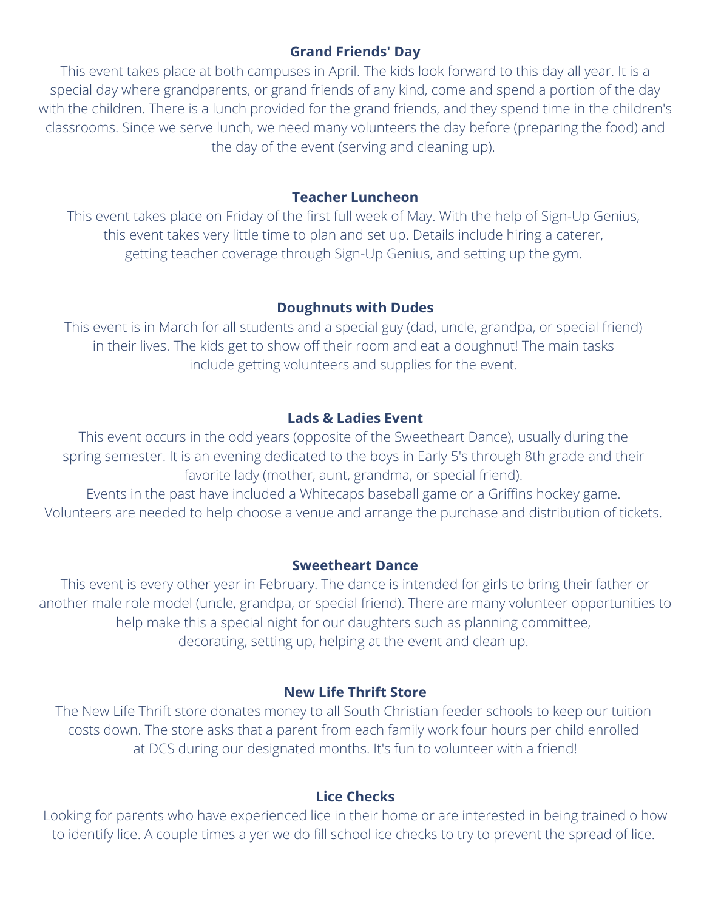## Grand Friends' Day

This event takes place at both campuses in April. The kids look forward to this day all year. It is a special day where grandparents, or grand friends of any kind, come and spend a portion of the day with the children. There is a lunch provided for the grand friends, and they spend time in the children's classrooms. Since we serve lunch, we need many volunteers the day before (preparing the food) and the day of the event (serving and cleaning up).

## Teacher Luncheon

This event takes place on Friday of the first full week of May. With the help of Sign-Up Genius, this event takes very little time to plan and set up. Details include hiring a caterer, getting teacher coverage through Sign-Up Genius, and setting up the gym.

## Doughnuts with Dudes

This event is in March for all students and a special guy (dad, uncle, grandpa, or special friend) in their lives. The kids get to show off their room and eat a doughnut! The main tasks include getting volunteers and supplies for the event.

## Lads & Ladies Event

This event occurs in the odd years (opposite of the Sweetheart Dance), usually during the spring semester. It is an evening dedicated to the boys in Early 5's through 8th grade and their favorite lady (mother, aunt, grandma, or special friend).

Events in the past have included a Whitecaps baseball game or a Griffins hockey game. Volunteers are needed to help choose a venue and arrange the purchase and distribution of tickets.

## Sweetheart Dance

This event is every other year in February. The dance is intended for girls to bring their father or another male role model (uncle, grandpa, or special friend). There are many volunteer opportunities to help make this a special night for our daughters such as planning committee, decorating, setting up, helping at the event and clean up.

## New Life Thrift Store

The New Life Thrift store donates money to all South Christian feeder schools to keep our tuition costs down. The store asks that a parent from each family work four hours per child enrolled at DCS during our designated months. It's fun to volunteer with a friend!

## Lice Checks

Looking for parents who have experienced lice in their home or are interested in being trained o how to identify lice. A couple times a yer we do fill school ice checks to try to prevent the spread of lice.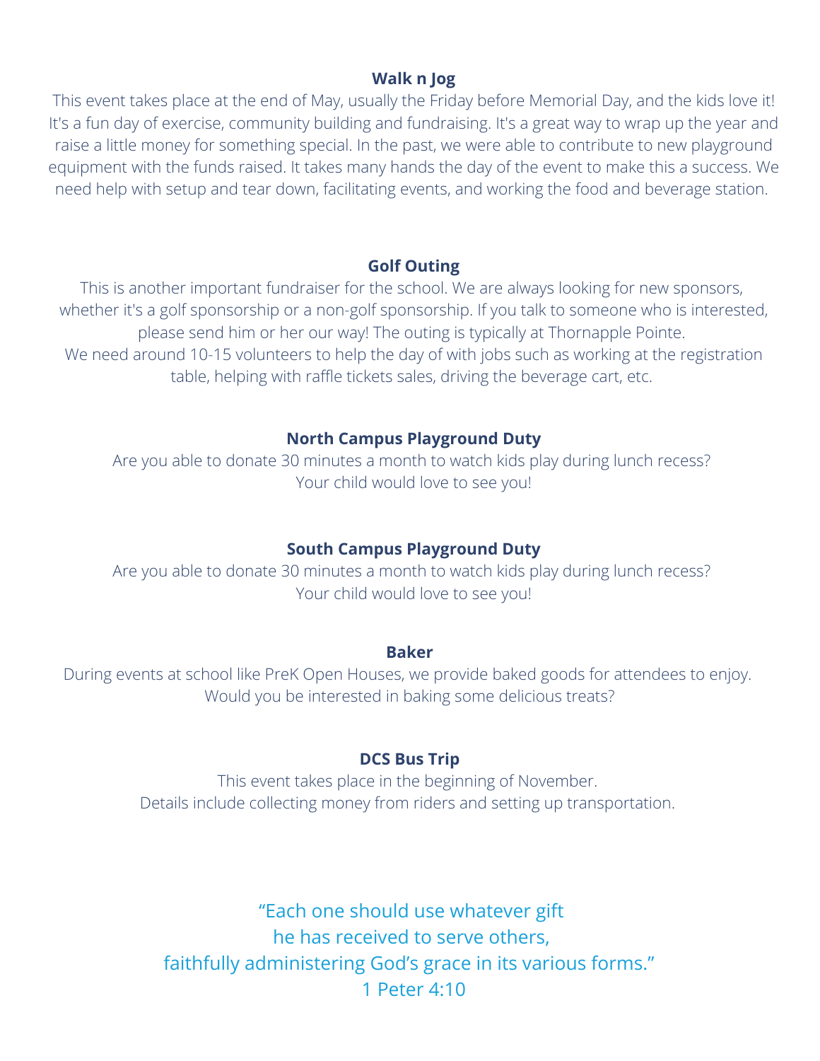### Walk n Jog

This event takes place at the end of May, usually the Friday before Memorial Day, and the kids love it! It's a fun day of exercise, community building and fundraising. It's a great way to wrap up the year and raise a little money for something special. In the past, we were able to contribute to new playground equipment with the funds raised. It takes many hands the day of the event to make this a success. We need help with setup and tear down, facilitating events, and working the food and beverage station.

### Golf Outing

This is another important fundraiser for the school. We are always looking for new sponsors, whether it's a golf sponsorship or a non-golf sponsorship. If you talk to someone who is interested, please send him or her our way! The outing is typically at Thornapple Pointe.
We need around 10-15 volunteers to help the day of with jobs such as working at the registration table, helping with raffle tickets sales, driving the beverage cart, etc.

### North Campus Playground Duty

Are you able to donate 30 minutes a month to watch kids play during lunch recess?
Your child would love to see you!

### South Campus Playground Duty

Are you able to donate 30 minutes a month to watch kids play during lunch recess?
Your child would love to see you!

### Baker

During events at school like PreK Open Houses, we provide baked goods for attendees to enjoy.
Would you be interested in baking some delicious treats?

### DCS Bus Trip

This event takes place in the beginning of November.
Details include collecting money from riders and setting up transportation.

"Each one should use whatever gift
he has received to serve others,
faithfully administering God's grace in its various forms."
1 Peter 4:10